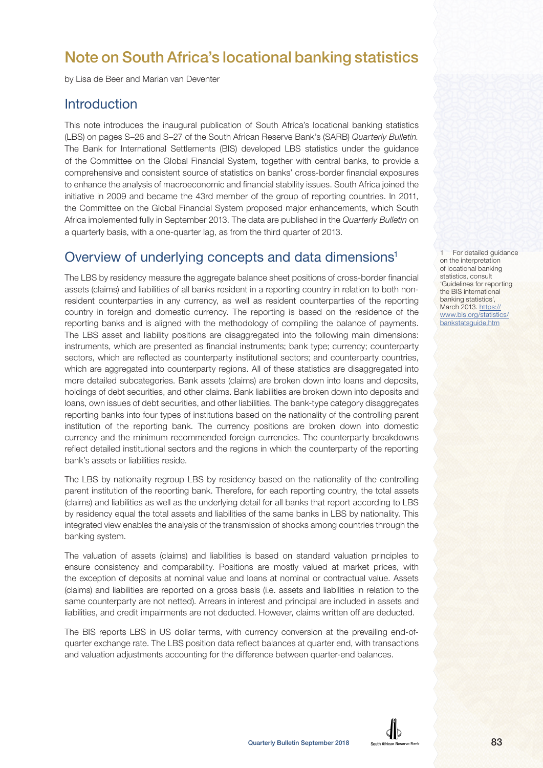# Note on South Africa's locational banking statistics

by Lisa de Beer and Marian van Deventer

## Introduction

This note introduces the inaugural publication of South Africa's locational banking statistics (LBS) on pages S–26 and S–27 of the South African Reserve Bank's (SARB) *Quarterly Bulletin.* The Bank for International Settlements (BIS) developed LBS statistics under the guidance of the Committee on the Global Financial System, together with central banks, to provide a comprehensive and consistent source of statistics on banks' cross-border financial exposures to enhance the analysis of macroeconomic and financial stability issues. South Africa joined the initiative in 2009 and became the 43rd member of the group of reporting countries. In 2011, the Committee on the Global Financial System proposed major enhancements, which South Africa implemented fully in September 2013. The data are published in the *Quarterly Bulletin* on a quarterly basis, with a one-quarter lag, as from the third quarter of 2013.

## Overview of underlying concepts and data dimensions[1]

The LBS by residency measure the aggregate balance sheet positions of cross-border financial assets (claims) and liabilities of all banks resident in a reporting country in relation to both non-resident counterparties in any currency, as well as resident counterparties of the reporting country in foreign and domestic currency. The reporting is based on the residence of the reporting banks and is aligned with the methodology of compiling the balance of payments. The LBS asset and liability positions are disaggregated into the following main dimensions: instruments, which are presented as financial instruments; bank type; currency; counterparty sectors, which are reflected as counterparty institutional sectors; and counterparty countries, which are aggregated into counterparty regions. All of these statistics are disaggregated into more detailed subcategories. Bank assets (claims) are broken down into loans and deposits, holdings of debt securities, and other claims. Bank liabilities are broken down into deposits and loans, own issues of debt securities, and other liabilities. The bank-type category disaggregates reporting banks into four types of institutions based on the nationality of the controlling parent institution of the reporting bank. The currency positions are broken down into domestic currency and the minimum recommended foreign currencies. The counterparty breakdowns reflect detailed institutional sectors and the regions in which the counterparty of the reporting bank's assets or liabilities reside.

The LBS by nationality regroup LBS by residency based on the nationality of the controlling parent institution of the reporting bank. Therefore, for each reporting country, the total assets (claims) and liabilities as well as the underlying detail for all banks that report according to LBS by residency equal the total assets and liabilities of the same banks in LBS by nationality. This integrated view enables the analysis of the transmission of shocks among countries through the banking system.

The valuation of assets (claims) and liabilities is based on standard valuation principles to ensure consistency and comparability. Positions are mostly valued at market prices, with the exception of deposits at nominal value and loans at nominal or contractual value. Assets (claims) and liabilities are reported on a gross basis (i.e. assets and liabilities in relation to the same counterparty are not netted). Arrears in interest and principal are included in assets and liabilities, and credit impairments are not deducted. However, claims written off are deducted.

The BIS reports LBS in US dollar terms, with currency conversion at the prevailing end-of-quarter exchange rate. The LBS position data reflect balances at quarter end, with transactions and valuation adjustments accounting for the difference between quarter-end balances.

[1] For detailed guidance on the interpretation of locational banking statistics, consult 'Guidelines for reporting the BIS international banking statistics', March 2013. https://www.bis.org/statistics/bankstatsguide.htm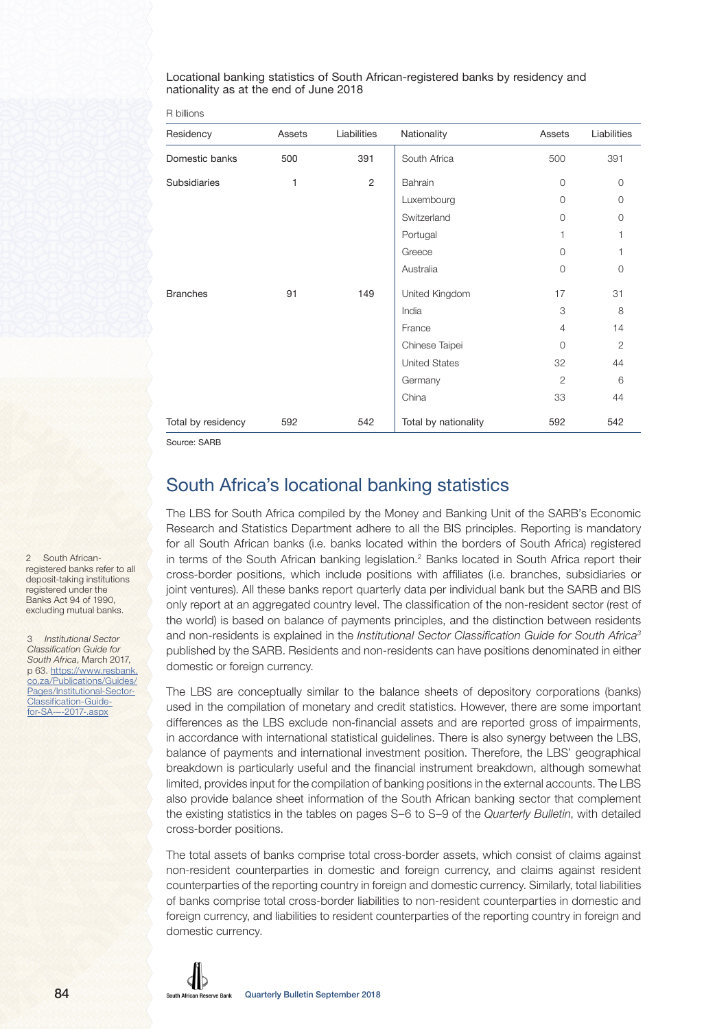Locational banking statistics of South African-registered banks by residency and nationality as at the end of June 2018

R billions

| Residency | Assets | Liabilities | Nationality | Assets | Liabilities |
|---|---|---|---|---|---|
| Domestic banks | 500 | 391 | South Africa | 500 | 391 |
| Subsidiaries | 1 | 2 | Bahrain | 0 | 0 |
| | | | Luxembourg | 0 | 0 |
| | | | Switzerland | 0 | 0 |
| | | | Portugal | 1 | 1 |
| | | | Greece | 0 | 1 |
| | | | Australia | 0 | 0 |
| Branches | 91 | 149 | United Kingdom | 17 | 31 |
| | | | India | 3 | 8 |
| | | | France | 4 | 14 |
| | | | Chinese Taipei | 0 | 2 |
| | | | United States | 32 | 44 |
| | | | Germany | 2 | 6 |
| | | | China | 33 | 44 |
| Total by residency | 592 | 542 | Total by nationality | 592 | 542 |

Source: SARB

## South Africa's locational banking statistics

The LBS for South Africa compiled by the Money and Banking Unit of the SARB's Economic Research and Statistics Department adhere to all the BIS principles. Reporting is mandatory for all South African banks (i.e. banks located within the borders of South Africa) registered in terms of the South African banking legislation.[2] Banks located in South Africa report their cross-border positions, which include positions with affiliates (i.e. branches, subsidiaries or joint ventures). All these banks report quarterly data per individual bank but the SARB and BIS only report at an aggregated country level. The classification of the non-resident sector (rest of the world) is based on balance of payments principles, and the distinction between residents and non-residents is explained in the *Institutional Sector Classification Guide for South Africa*[3] published by the SARB. Residents and non-residents can have positions denominated in either domestic or foreign currency.

The LBS are conceptually similar to the balance sheets of depository corporations (banks) used in the compilation of monetary and credit statistics. However, there are some important differences as the LBS exclude non-financial assets and are reported gross of impairments, in accordance with international statistical guidelines. There is also synergy between the LBS, balance of payments and international investment position. Therefore, the LBS' geographical breakdown is particularly useful and the financial instrument breakdown, although somewhat limited, provides input for the compilation of banking positions in the external accounts. The LBS also provide balance sheet information of the South African banking sector that complement the existing statistics in the tables on pages S–6 to S–9 of the *Quarterly Bulletin*, with detailed cross-border positions.

The total assets of banks comprise total cross-border assets, which consist of claims against non-resident counterparties in domestic and foreign currency, and claims against resident counterparties of the reporting country in foreign and domestic currency. Similarly, total liabilities of banks comprise total cross-border liabilities to non-resident counterparties in domestic and foreign currency, and liabilities to resident counterparties of the reporting country in foreign and domestic currency.

2 South African-registered banks refer to all deposit-taking institutions registered under the Banks Act 94 of 1990, excluding mutual banks.

3 *Institutional Sector Classification Guide for South Africa*, March 2017, p 63. https://www.resbank.co.za/Publications/Guides/Pages/Institutional-Sector-Classification-Guide-for-SA---2017-.aspx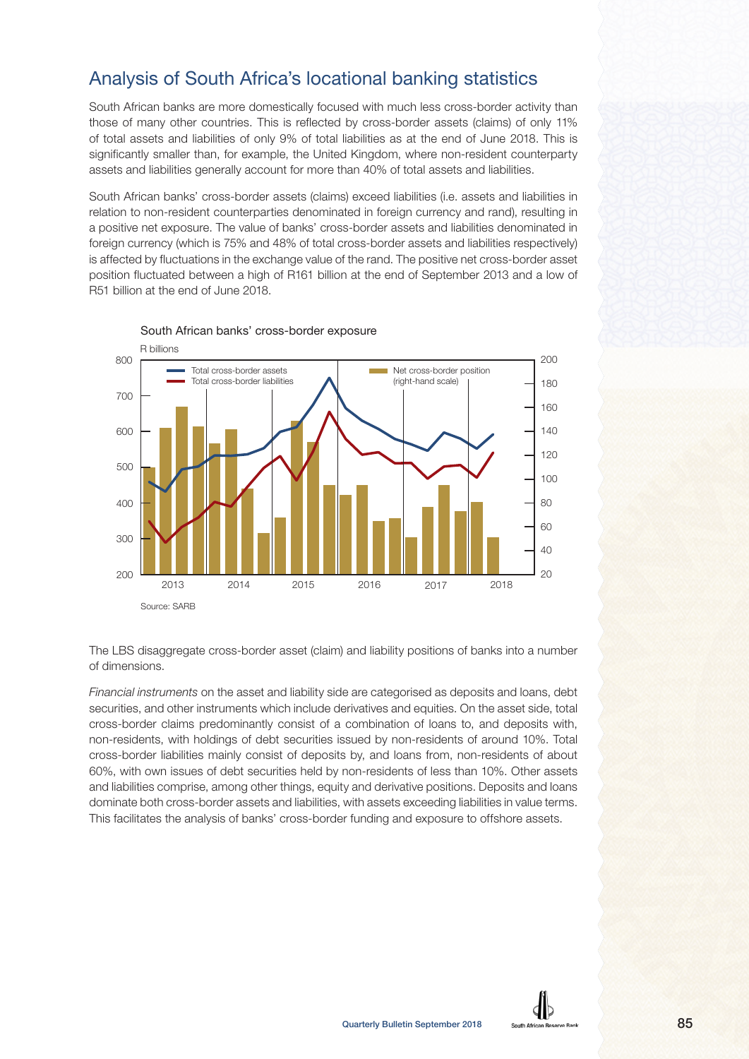## Analysis of South Africa's locational banking statistics

South African banks are more domestically focused with much less cross-border activity than those of many other countries. This is reflected by cross-border assets (claims) of only 11% of total assets and liabilities of only 9% of total liabilities as at the end of June 2018. This is significantly smaller than, for example, the United Kingdom, where non-resident counterparty assets and liabilities generally account for more than 40% of total assets and liabilities.

South African banks' cross-border assets (claims) exceed liabilities (i.e. assets and liabilities in relation to non-resident counterparties denominated in foreign currency and rand), resulting in a positive net exposure. The value of banks' cross-border assets and liabilities denominated in foreign currency (which is 75% and 48% of total cross-border assets and liabilities respectively) is affected by fluctuations in the exchange value of the rand. The positive net cross-border asset position fluctuated between a high of R161 billion at the end of September 2013 and a low of R51 billion at the end of June 2018.

South African banks' cross-border exposure

Source: SARB

The LBS disaggregate cross-border asset (claim) and liability positions of banks into a number of dimensions.

*Financial instruments* on the asset and liability side are categorised as deposits and loans, debt securities, and other instruments which include derivatives and equities. On the asset side, total cross-border claims predominantly consist of a combination of loans to, and deposits with, non-residents, with holdings of debt securities issued by non-residents of around 10%. Total cross-border liabilities mainly consist of deposits by, and loans from, non-residents of about 60%, with own issues of debt securities held by non-residents of less than 10%. Other assets and liabilities comprise, among other things, equity and derivative positions. Deposits and loans dominate both cross-border assets and liabilities, with assets exceeding liabilities in value terms. This facilitates the analysis of banks' cross-border funding and exposure to offshore assets.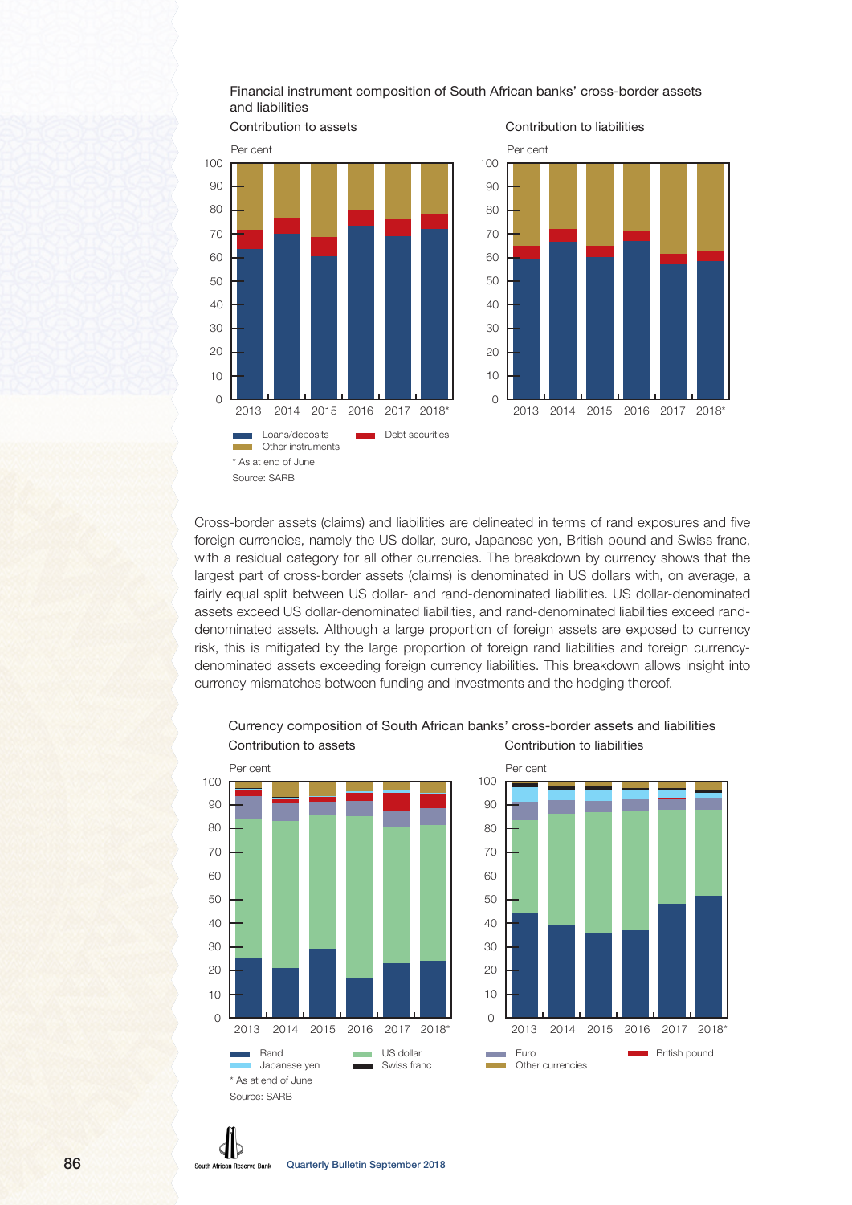Financial instrument composition of South African banks' cross-border assets and liabilities

Contribution to assets

Contribution to liabilities

Per cent

* As at end of June

Source: SARB

Cross-border assets (claims) and liabilities are delineated in terms of rand exposures and five foreign currencies, namely the US dollar, euro, Japanese yen, British pound and Swiss franc, with a residual category for all other currencies. The breakdown by currency shows that the largest part of cross-border assets (claims) is denominated in US dollars with, on average, a fairly equal split between US dollar- and rand-denominated liabilities. US dollar-denominated assets exceed US dollar-denominated liabilities, and rand-denominated liabilities exceed rand-denominated assets. Although a large proportion of foreign assets are exposed to currency risk, this is mitigated by the large proportion of foreign rand liabilities and foreign currency-denominated assets exceeding foreign currency liabilities. This breakdown allows insight into currency mismatches between funding and investments and the hedging thereof.

Currency composition of South African banks' cross-border assets and liabilities

Contribution to assets

Contribution to liabilities

Per cent

* As at end of June

Source: SARB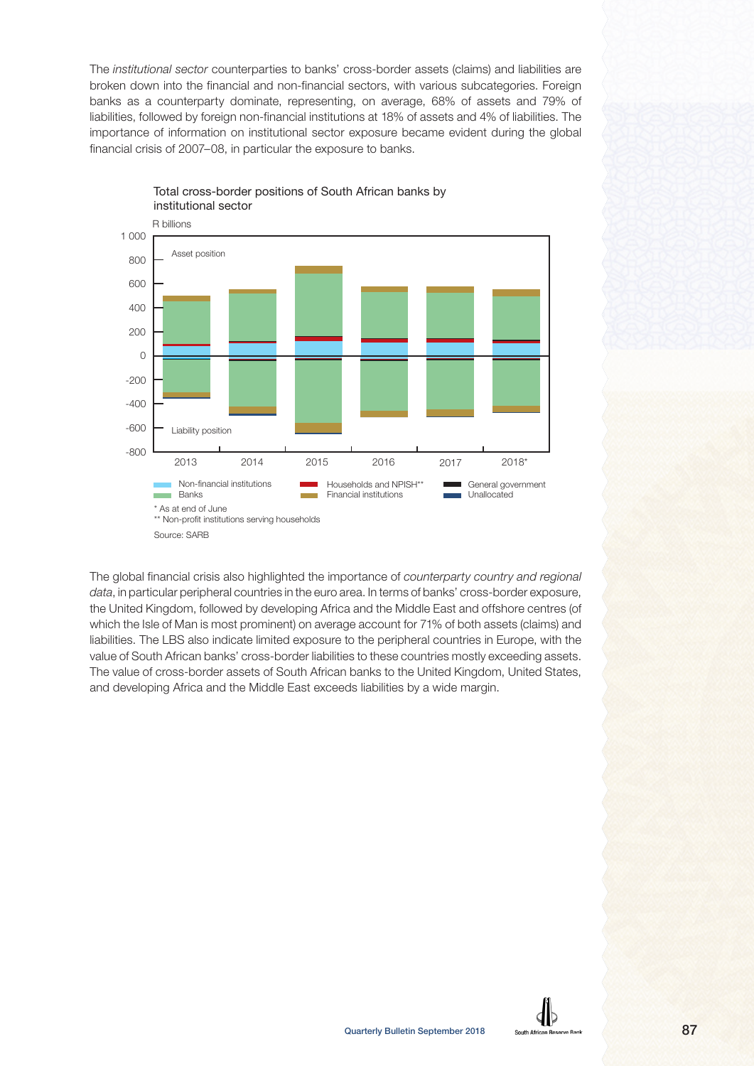The *institutional sector* counterparties to banks' cross-border assets (claims) and liabilities are broken down into the financial and non-financial sectors, with various subcategories. Foreign banks as a counterparty dominate, representing, on average, 68% of assets and 79% of liabilities, followed by foreign non-financial institutions at 18% of assets and 4% of liabilities. The importance of information on institutional sector exposure became evident during the global financial crisis of 2007–08, in particular the exposure to banks.

Total cross-border positions of South African banks by institutional sector

R billions

* As at end of June

** Non-profit institutions serving households

Source: SARB

The global financial crisis also highlighted the importance of *counterparty country and regional data*, in particular peripheral countries in the euro area. In terms of banks' cross-border exposure, the United Kingdom, followed by developing Africa and the Middle East and offshore centres (of which the Isle of Man is most prominent) on average account for 71% of both assets (claims) and liabilities. The LBS also indicate limited exposure to the peripheral countries in Europe, with the value of South African banks' cross-border liabilities to these countries mostly exceeding assets. The value of cross-border assets of South African banks to the United Kingdom, United States, and developing Africa and the Middle East exceeds liabilities by a wide margin.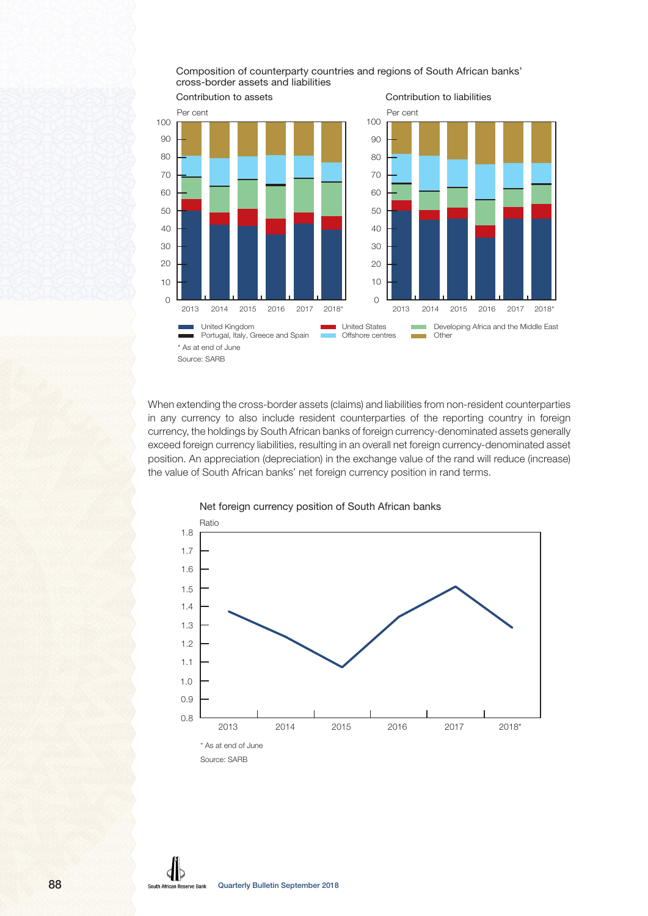Composition of counterparty countries and regions of South African banks' cross-border assets and liabilities

Contribution to assets

Contribution to liabilities

Per cent

United Kingdom

Portugal, Italy, Greece and Spain

United States

Offshore centres

Developing Africa and the Middle East

Other

\* As at end of June

Source: SARB

When extending the cross-border assets (claims) and liabilities from non-resident counterparties in any currency to also include resident counterparties of the reporting country in foreign currency, the holdings by South African banks of foreign currency-denominated assets generally exceed foreign currency liabilities, resulting in an overall net foreign currency-denominated asset position. An appreciation (depreciation) in the exchange value of the rand will reduce (increase) the value of South African banks' net foreign currency position in rand terms.

Net foreign currency position of South African banks

Ratio

\* As at end of June

Source: SARB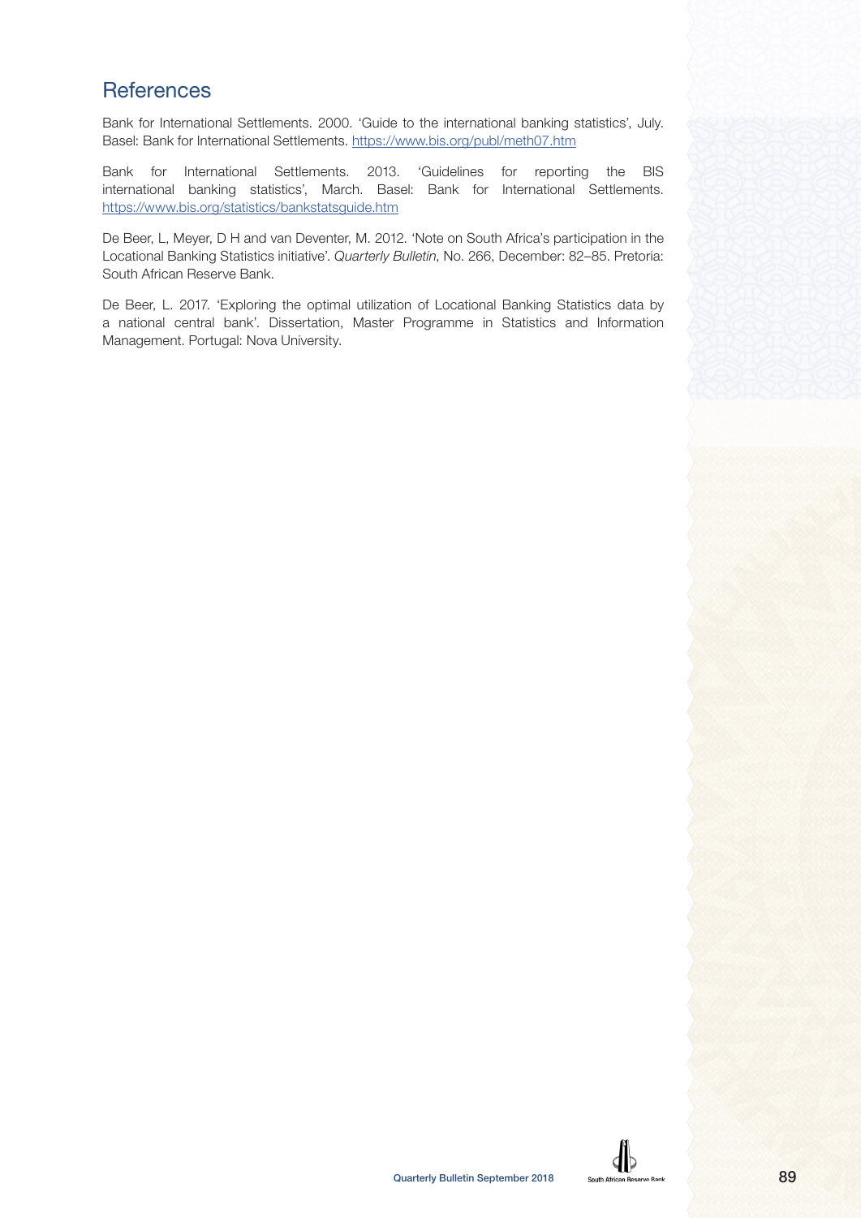## References

Bank for International Settlements. 2000. 'Guide to the international banking statistics', July. Basel: Bank for International Settlements. https://www.bis.org/publ/meth07.htm

Bank for International Settlements. 2013. 'Guidelines for reporting the BIS international banking statistics', March. Basel: Bank for International Settlements. https://www.bis.org/statistics/bankstatsguide.htm

De Beer, L, Meyer, D H and van Deventer, M. 2012. 'Note on South Africa's participation in the Locational Banking Statistics initiative'. *Quarterly Bulletin*, No. 266, December: 82–85. Pretoria: South African Reserve Bank.

De Beer, L. 2017. 'Exploring the optimal utilization of Locational Banking Statistics data by a national central bank'. Dissertation, Master Programme in Statistics and Information Management. Portugal: Nova University.